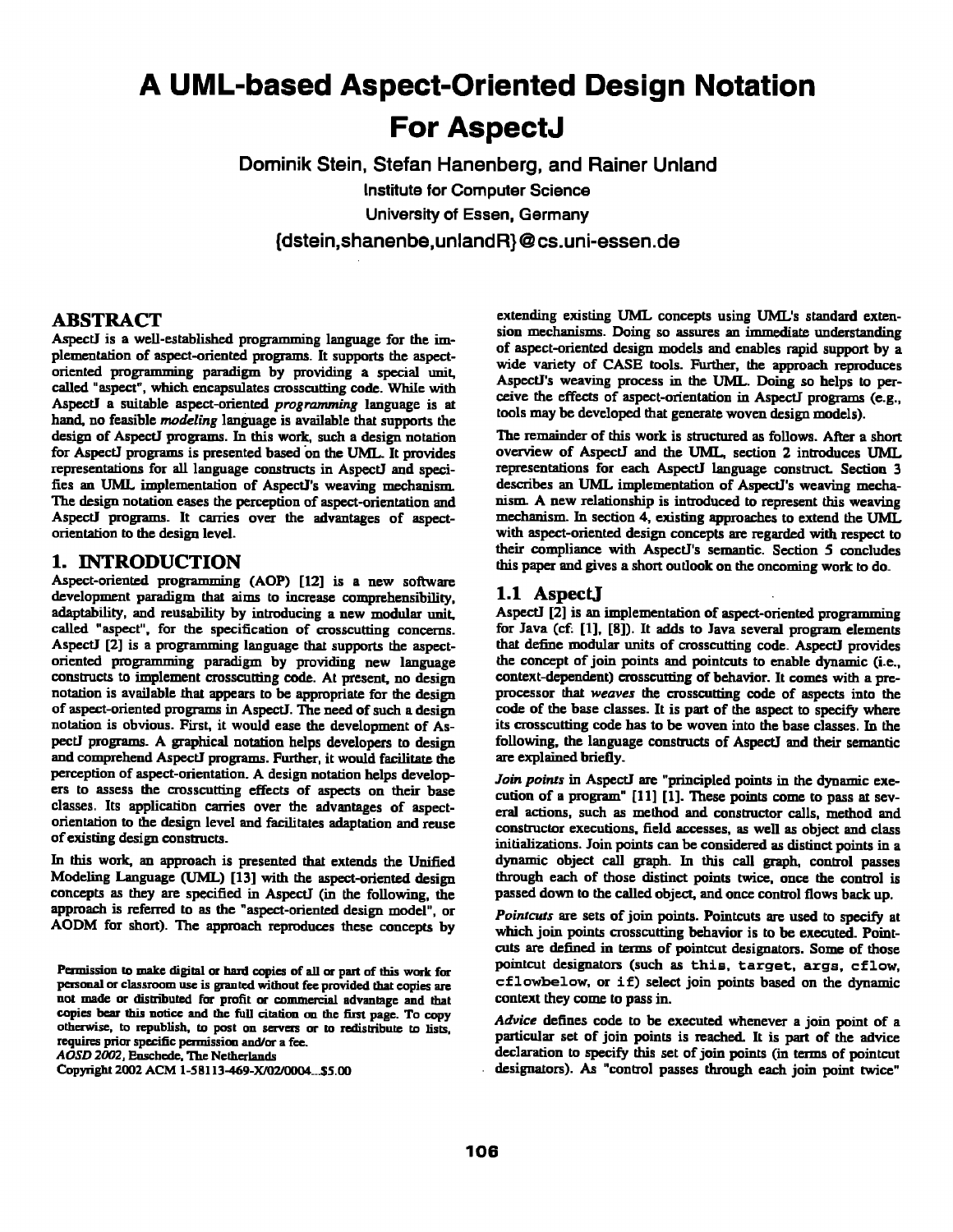# A UML-based Aspect-Oriented Design Notation For AspectJ

Dominik Stein, Stefan Hanenberg, and Rainer Unland

Institute for Computer Science

University of Essen, Germany

{dstein,shanenbe,unlandR}@cs.uni-essen.de

## ABSTRACT

AspectJ is a well-established programming language for the implementation of aspect-oriented programs. It supports the aspect-oriented programming paradigm by providing a special unit, called "aspect", which encapsulates crosscutting code. While with AspectJ a suitable aspect-oriented *programming* language is at hand, no feasible *modeling* language is available that supports the design of AspectJ programs. In this work, such a design notation for AspectJ programs is presented based on the UML. It provides representations for all language constructs in AspectJ and specifies an UML implementation of AspectJ's weaving mechanism. The design notation eases the perception of aspect-orientation and AspectJ programs. It carries over the advantages of aspect-orientation to the design level.

## 1. INTRODUCTION

Aspect-oriented programming (AOP) [12] is a new software development paradigm that aims to increase comprehensibility, adaptability, and reusability by introducing a new modular unit, called "aspect", for the specification of crosscutting concerns. AspectJ [2] is a programming language that supports the aspect-oriented programming paradigm by providing new language constructs to implement crosscutting code. At present, no design notation is available that appears to be appropriate for the design of aspect-oriented programs in AspectJ. The need of such a design notation is obvious. First, it would ease the development of AspectJ programs. A graphical notation helps developers to design and comprehend AspectJ programs. Further, it would facilitate the perception of aspect-orientation. A design notation helps developers to assess the crosscutting effects of aspects on their base classes. Its application carries over the advantages of aspect-orientation to the design level and facilitates adaptation and reuse of existing design constructs.

In this work, an approach is presented that extends the Unified Modeling Language (UML) [13] with the aspect-oriented design concepts as they are specified in AspectJ (in the following, the approach is referred to as the "aspect-oriented design model", or AODM for short). The approach reproduces these concepts by extending existing UML concepts using UML's standard extension mechanisms. Doing so assures an immediate understanding of aspect-oriented design models and enables rapid support by a wide variety of CASE tools. Further, the approach reproduces AspectJ's weaving process in the UML. Doing so helps to perceive the effects of aspect-orientation in AspectJ programs (e.g., tools may be developed that generate woven design models).

The remainder of this work is structured as follows. After a short overview of AspectJ and the UML, section 2 introduces UML representations for each AspectJ language construct. Section 3 describes an UML implementation of AspectJ's weaving mechanism. A new relationship is introduced to represent this weaving mechanism. In section 4, existing approaches to extend the UML with aspect-oriented design concepts are regarded with respect to their compliance with AspectJ's semantic. Section 5 concludes this paper and gives a short outlook on the oncoming work to do.

### 1.1 AspectJ

AspectJ [2] is an implementation of aspect-oriented programming for Java (cf. [1], [8]). It adds to Java several program elements that define modular units of crosscutting code. AspectJ provides the concept of join points and pointcuts to enable dynamic (i.e., context-dependent) crosscutting of behavior. It comes with a pre-processor that *weaves* the crosscutting code of aspects into the code of the base classes. It is part of the aspect to specify where its crosscutting code has to be woven into the base classes. In the following, the language constructs of AspectJ and their semantic are explained briefly.

*Join points* in AspectJ are "principled points in the dynamic execution of a program" [11] [1]. These points come to pass at several actions, such as method and constructor calls, method and constructor executions, field accesses, as well as object and class initializations. Join points can be considered as distinct points in a dynamic object call graph. In this call graph, control passes through each of those distinct points twice, once the control is passed down to the called object, and once control flows back up.

*Pointcuts* are sets of join points. Pointcuts are used to specify at which join points crosscutting behavior is to be executed. Pointcuts are defined in terms of pointcut designators. Some of those pointcut designators (such as `this`, `target`, `args`, `cflow`, `cflowbelow`, or `if`) select join points based on the dynamic context they come to pass in.

*Advice* defines code to be executed whenever a join point of a particular set of join points is reached. It is part of the advice declaration to specify this set of join points (in terms of pointcut designators). As "control passes through each join point twice"

Permission to make digital or hard copies of all or part of this work for personal or classroom use is granted without fee provided that copies are not made or distributed for profit or commercial advantage and that copies bear this notice and the full citation on the first page. To copy otherwise, to republish, to post on servers or to redistribute to lists, requires prior specific permission and/or a fee.
*AOSD 2002*, Enschede, The Netherlands
Copyright 2002 ACM 1-58113-469-X/02/0004...$5.00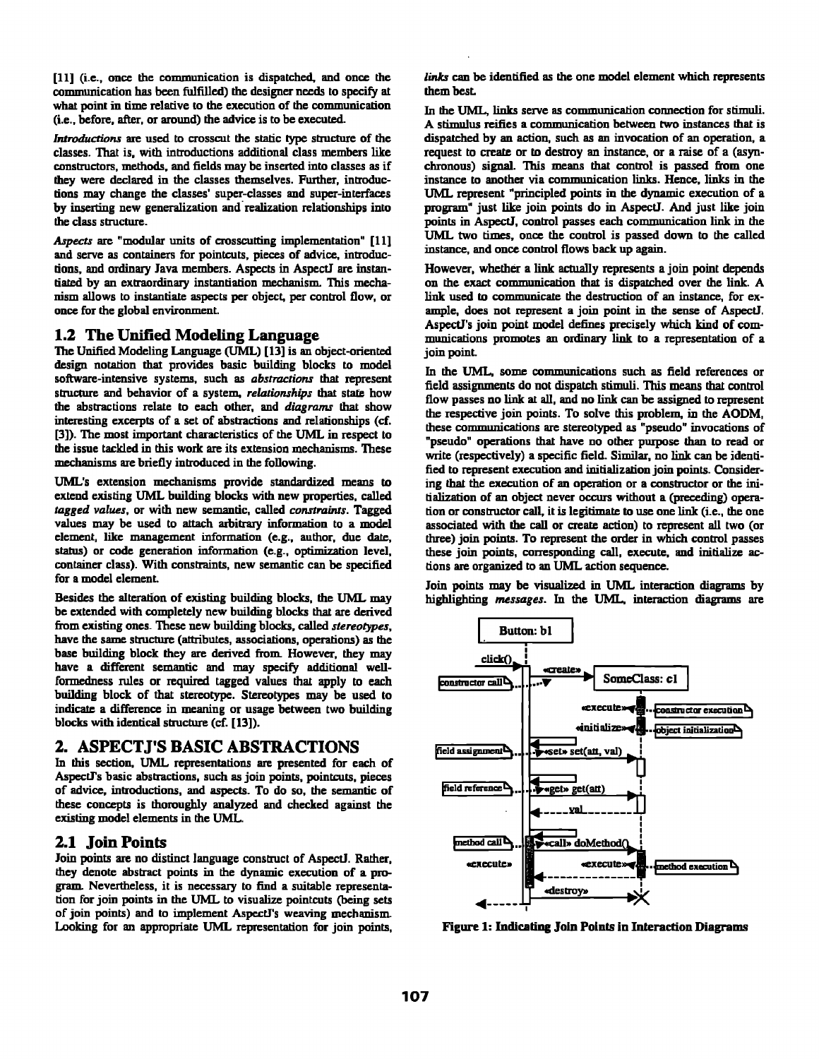[11] (i.e., once the communication is dispatched, and once the communication has been fulfilled) the designer needs to specify at what point in time relative to the execution of the communication (i.e., before, after, or around) the advice is to be executed.

*Introductions* are used to crosscut the static type structure of the classes. That is, with introductions additional class members like constructors, methods, and fields may be inserted into classes as if they were declared in the classes themselves. Further, introductions may change the classes' super-classes and super-interfaces by inserting new generalization and realization relationships into the class structure.

*Aspects* are "modular units of crosscutting implementation" [11] and serve as containers for pointcuts, pieces of advice, introductions, and ordinary Java members. Aspects in AspectJ are instantiated by an extraordinary instantiation mechanism. This mechanism allows to instantiate aspects per object, per control flow, or once for the global environment.

## 1.2 The Unified Modeling Language

The Unified Modeling Language (UML) [13] is an object-oriented design notation that provides basic building blocks to model software-intensive systems, such as *abstractions* that represent structure and behavior of a system, *relationships* that state how the abstractions relate to each other, and *diagrams* that show interesting excerpts of a set of abstractions and relationships (cf. [3]). The most important characteristics of the UML in respect to the issue tackled in this work are its extension mechanisms. These mechanisms are briefly introduced in the following.

UML's extension mechanisms provide standardized means to extend existing UML building blocks with new properties, called *tagged values*, or with new semantic, called *constraints*. Tagged values may be used to attach arbitrary information to a model element, like management information (e.g., author, due date, status) or code generation information (e.g., optimization level, container class). With constraints, new semantic can be specified for a model element.

Besides the alteration of existing building blocks, the UML may be extended with completely new building blocks that are derived from existing ones. These new building blocks, called *stereotypes*, have the same structure (attributes, associations, operations) as the base building block they are derived from. However, they may have a different semantic and may specify additional well-formedness rules or required tagged values that apply to each building block of that stereotype. Stereotypes may be used to indicate a difference in meaning or usage between two building blocks with identical structure (cf. [13]).

# 2. ASPECTJ'S BASIC ABSTRACTIONS

In this section, UML representations are presented for each of AspectJ's basic abstractions, such as join points, pointcuts, pieces of advice, introductions, and aspects. To do so, the semantic of these concepts is thoroughly analyzed and checked against the existing model elements in the UML.

## 2.1 Join Points

Join points are no distinct language construct of AspectJ. Rather, they denote abstract points in the dynamic execution of a program. Nevertheless, it is necessary to find a suitable representation for join points in the UML to visualize pointcuts (being sets of join points) and to implement AspectJ's weaving mechanism. Looking for an appropriate UML representation for join points, *links* can be identified as the one model element which represents them best.

In the UML, links serve as communication connection for stimuli. A stimulus reifies a communication between two instances that is dispatched by an action, such as an invocation of an operation, a request to create or to destroy an instance, or a raise of a (asynchronous) signal. This means that control is passed from one instance to another via communication links. Hence, links in the UML represent "principled points in the dynamic execution of a program" just like join points do in AspectJ. And just like join points in AspectJ, control passes each communication link in the UML two times, once the control is passed down to the called instance, and once control flows back up again.

However, whether a link actually represents a join point depends on the exact communication that is dispatched over the link. A link used to communicate the destruction of an instance, for example, does not represent a join point in the sense of AspectJ. AspectJ's join point model defines precisely which kind of communications promotes an ordinary link to a representation of a join point.

In the UML, some communications such as field references or field assignments do not dispatch stimuli. This means that control flow passes no link at all, and no link can be assigned to represent the respective join points. To solve this problem, in the AODM, these communications are stereotyped as "pseudo" invocations of "pseudo" operations that have no other purpose than to read or write (respectively) a specific field. Similar, no link can be identified to represent execution and initialization join points. Considering that the execution of an operation or a constructor or the initialization of an object never occurs without a (preceding) operation or constructor call, it is legitimate to use one link (i.e., the one associated with the call or create action) to represent all two (or three) join points. To represent the order in which control passes these join points, corresponding call, execute, and initialize actions are organized to an UML action sequence.

Join points may be visualized in UML interaction diagrams by highlighting *messages*. In the UML, interaction diagrams are

**Figure 1: Indicating Join Points in Interaction Diagrams**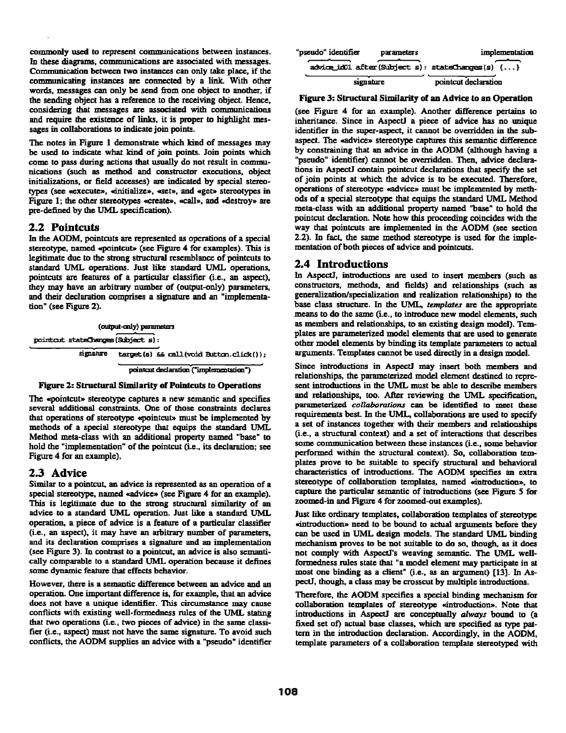commonly used to represent communications between instances. In these diagrams, communications are associated with messages. Communication between two instances can only take place, if the communicating instances are connected by a link. With other words, messages can only be send from one object to another, if the sending object has a reference to the receiving object. Hence, considering that messages are associated with communications and require the existence of links, it is proper to highlight messages in collaborations to indicate join points.

The notes in Figure 1 demonstrate which kind of messages may be used to indicate what kind of join points. Join points which come to pass during actions that usually do not result in communications (such as method and constructor executions, object initializations, or field accesses) are indicated by special stereotypes (see «execute», «initialize», «set», and «get» stereotypes in Figure 1; the other stereotypes «create», «call», and «destroy» are pre-defined by the UML specification).

## 2.2 Pointcuts

In the AODM, pointcuts are represented as operations of a special stereotype, named «pointcut» (see Figure 4 for examples). This is legitimate due to the strong structural resemblance of pointcuts to standard UML operations. Just like standard UML operations, pointcuts are features of a particular classifier (i.e., an aspect), they may have an arbitrary number of (output-only) parameters, and their declaration comprises a signature and an "implementation" (see Figure 2).

```
                   (output-only) parameters
pointcut stateChanges(Subject s):
         signature     target(s) && call(void Button.click());
                       pointcut declaration ("implementation")
```

**Figure 2: Structural Similarity of Pointcuts to Operations**

The «pointcut» stereotype captures a new semantic and specifies several additional constraints. One of those constraints declares that operations of stereotype «pointcut» must be implemented by methods of a special stereotype that equips the standard UML Method meta-class with an additional property named "base" to hold the "implementation" of the pointcut (i.e., its declaration; see Figure 4 for an example).

## 2.3 Advice

Similar to a pointcut, an advice is represented as an operation of a special stereotype, named «advice» (see Figure 4 for an example). This is legitimate due to the strong structural similarity of an advice to a standard UML operation. Just like a standard UML operation, a piece of advice is a feature of a particular classifier (i.e., an aspect), it may have an arbitrary number of parameters, and its declaration comprises a signature and an implementation (see Figure 3). In contrast to a pointcut, an advice is also semantically comparable to a standard UML operation because it defines some dynamic feature that effects behavior.

However, there is a semantic difference between an advice and an operation. One important difference is, for example, that an advice does not have a unique identifier. This circumstance may cause conflicts with existing well-formedness rules of the UML stating that two operations (i.e., two pieces of advice) in the same classifier (i.e., aspect) must not have the same signature. To avoid such conflicts, the AODM supplies an advice with a "pseudo" identifier

```
"pseudo" identifier    parameters                 implementation
advice_id01 after(Subject s): stateChanges(s) {...}
         signature              pointcut declaration
```

**Figure 3: Structural Similarity of an Advice to an Operation**

(see Figure 4 for an example). Another difference pertains to inheritance. Since in AspectJ a piece of advice has no unique identifier in the super-aspect, it cannot be overridden in the sub-aspect. The «advice» stereotype captures this semantic difference by constraining that an advice in the AODM (although having a "pseudo" identifier) cannot be overridden. Then, advice declarations in AspectJ contain pointcut declarations that specify the set of join points at which the advice is to be executed. Therefore, operations of stereotype «advice» must be implemented by methods of a special stereotype that equips the standard UML Method meta-class with an additional property named "base" to hold the pointcut declaration. Note how this proceeding coincides with the way that pointcuts are implemented in the AODM (see section 2.2). In fact, the same method stereotype is used for the implementation of both pieces of advice and pointcuts.

## 2.4 Introductions

In AspectJ, introductions are used to insert members (such as constructors, methods, and fields) and relationships (such as generalization/specialization and realization relationships) to the base class structure. In the UML, *templates* are the appropriate means to do the same (i.e., to introduce new model elements, such as members and relationships, to an existing design model). Templates are parameterized model elements that are used to generate other model elements by binding its template parameters to actual arguments. Templates cannot be used directly in a design model.

Since introductions in AspectJ may insert both members and relationships, the parameterized model element destined to represent introductions in the UML must be able to describe members and relationships, too. After reviewing the UML specification, parameterized *collaborations* can be identified to meet these requirements best. In the UML, collaborations are used to specify a set of instances together with their members and relationships (i.e., a structural context) and a set of interactions that describes some communication between these instances (i.e., some behavior performed within the structural context). So, collaboration templates prove to be suitable to specify structural and behavioral characteristics of introductions. The AODM specifies an extra stereotype of collaboration templates, named «introduction», to capture the particular semantic of introductions (see Figure 5 for zoomed-in and Figure 4 for zoomed-out examples).

Just like ordinary templates, collaboration templates of stereotype «introduction» need to be bound to actual arguments before they can be used in UML design models. The standard UML binding mechanism proves to be not suitable to do so, though, as it does not comply with AspectJ's weaving semantic. The UML well-formedness rules state that "a model element may participate in at most one binding as a client" (i.e., as an argument) [13]. In AspectJ, though, a class may be crosscut by multiple introductions.

Therefore, the AODM specifies a special binding mechanism for collaboration templates of stereotype «introduction». Note that introductions in AspectJ are conceptually *always* bound to (a fixed set of) actual base classes, which are specified as type pattern in the introduction declaration. Accordingly, in the AODM, template parameters of a collaboration template stereotyped with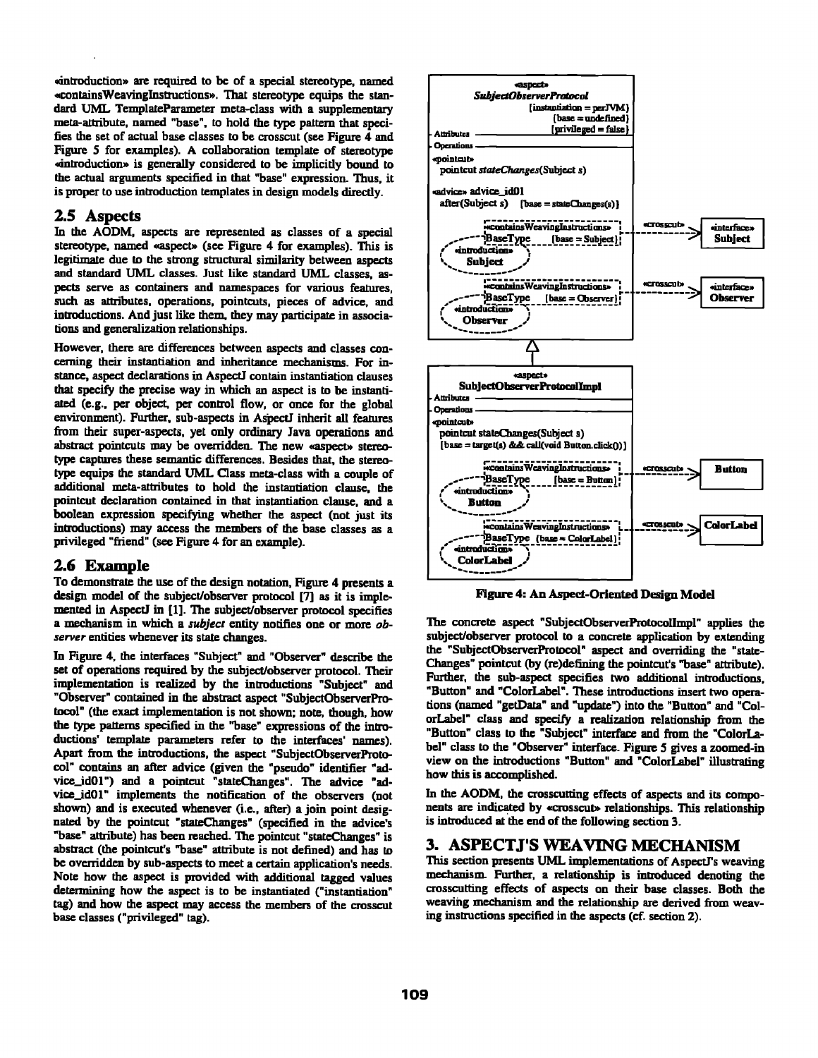«introduction» are required to be of a special stereotype, named «containsWeavingInstructions». That stereotype equips the standard UML TemplateParameter meta-class with a supplementary meta-attribute, named "base", to hold the type pattern that specifies the set of actual base classes to be crosscut (see Figure 4 and Figure 5 for examples). A collaboration template of stereotype «introduction» is generally considered to be implicitly bound to the actual arguments specified in that "base" expression. Thus, it is proper to use introduction templates in design models directly.

## 2.5 Aspects

In the AODM, aspects are represented as classes of a special stereotype, named «aspect» (see Figure 4 for examples). This is legitimate due to the strong structural similarity between aspects and standard UML classes. Just like standard UML classes, aspects serve as containers and namespaces for various features, such as attributes, operations, pointcuts, pieces of advice, and introductions. And just like them, they may participate in associations and generalization relationships.

However, there are differences between aspects and classes concerning their instantiation and inheritance mechanisms. For instance, aspect declarations in AspectJ contain instantiation clauses that specify the precise way in which an aspect is to be instantiated (e.g., per object, per control flow, or once for the global environment). Further, sub-aspects in AspectJ inherit all features from their super-aspects, yet only ordinary Java operations and abstract pointcuts may be overridden. The new «aspect» stereotype captures these semantic differences. Besides that, the stereotype equips the standard UML Class meta-class with a couple of additional meta-attributes to hold the instantiation clause, the pointcut declaration contained in that instantiation clause, and a boolean expression specifying whether the aspect (not just its introductions) may access the members of the base classes as a privileged "friend" (see Figure 4 for an example).

## 2.6 Example

To demonstrate the use of the design notation, Figure 4 presents a design model of the subject/observer protocol [7] as it is implemented in AspectJ in [1]. The subject/observer protocol specifies a mechanism in which a *subject* entity notifies one or more *observer* entities whenever its state changes.

In Figure 4, the interfaces "Subject" and "Observer" describe the set of operations required by the subject/observer protocol. Their implementation is realized by the introductions "Subject" and "Observer" contained in the abstract aspect "SubjectObserverProtocol" (the exact implementation is not shown; note, though, how the type patterns specified in the "base" expressions of the introductions' template parameters refer to the interfaces' names). Apart from the introductions, the aspect "SubjectObserverProtocol" contains an after advice (given the "pseudo" identifier "advice_id01") and a pointcut "stateChanges". The advice "advice_id01" implements the notification of the observers (not shown) and is executed whenever (i.e., after) a join point designated by the pointcut "stateChanges" (specified in the advice's "base" attribute) has been reached. The pointcut "stateChanges" is abstract (the pointcut's "base" attribute is not defined) and has to be overridden by sub-aspects to meet a certain application's needs. Note how the aspect is provided with additional tagged values determining how the aspect is to be instantiated ("instantiation" tag) and how the aspect may access the members of the crosscut base classes ("privileged" tag).

Figure 4: An Aspect-Oriented Design Model

The concrete aspect "SubjectObserverProtocolImpl" applies the subject/observer protocol to a concrete application by extending the "SubjectObserverProtocol" aspect and overriding the "stateChanges" pointcut (by (re)defining the pointcut's "base" attribute). Further, the sub-aspect specifies two additional introductions, "Button" and "ColorLabel". These introductions insert two operations (named "getData" and "update") into the "Button" and "ColorLabel" class and specify a realization relationship from the "Button" class to the "Subject" interface and from the "ColorLabel" class to the "Observer" interface. Figure 5 gives a zoomed-in view on the introductions "Button" and "ColorLabel" illustrating how this is accomplished.

In the AODM, the crosscutting effects of aspects and its components are indicated by «crosscut» relationships. This relationship is introduced at the end of the following section 3.

# 3. ASPECTJ'S WEAVING MECHANISM

This section presents UML implementations of AspectJ's weaving mechanism. Further, a relationship is introduced denoting the crosscutting effects of aspects on their base classes. Both the weaving mechanism and the relationship are derived from weaving instructions specified in the aspects (cf. section 2).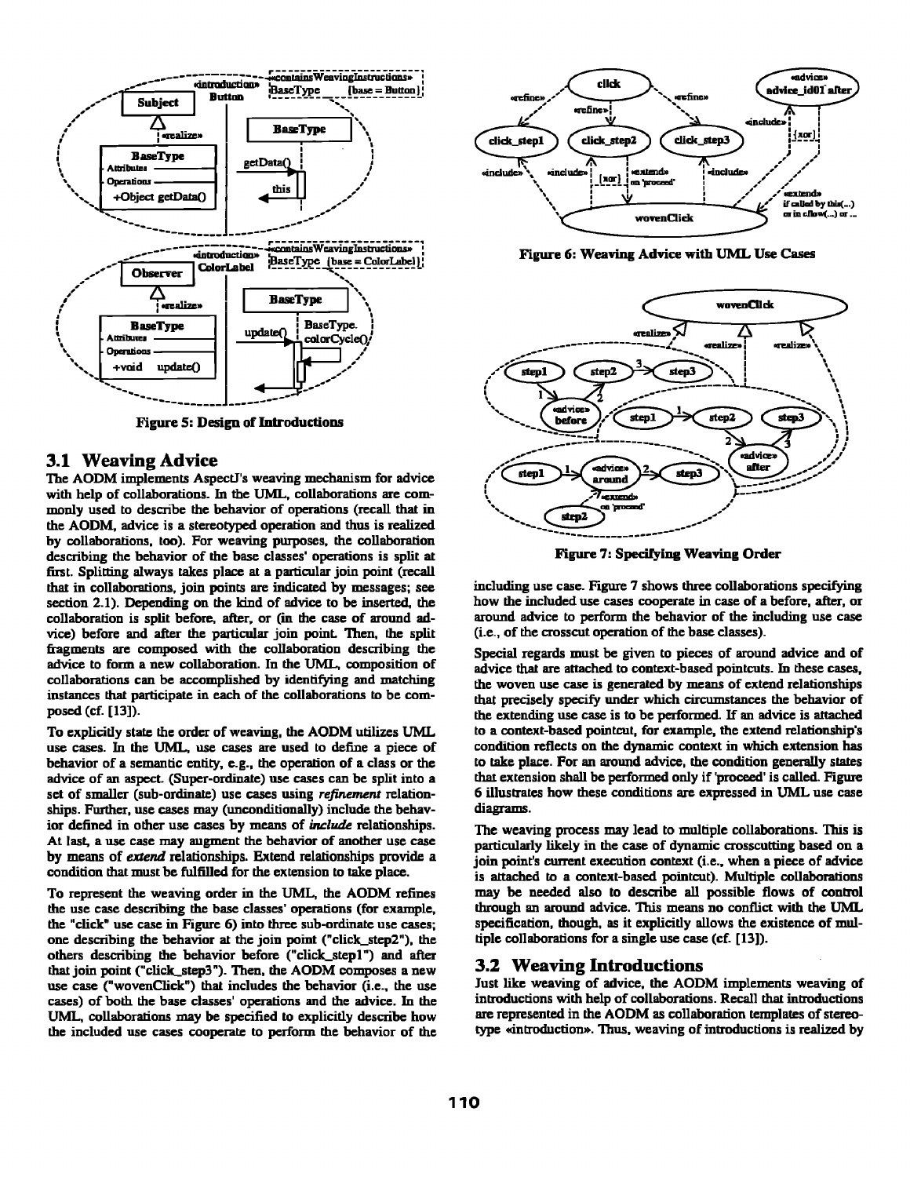Figure 5: Design of Introductions

## 3.1 Weaving Advice

The AODM implements AspectJ's weaving mechanism for advice with help of collaborations. In the UML, collaborations are commonly used to describe the behavior of operations (recall that in the AODM, advice is a stereotyped operation and thus is realized by collaborations, too). For weaving purposes, the collaboration describing the behavior of the base classes' operations is split at first. Splitting always takes place at a particular join point (recall that in collaborations, join points are indicated by messages; see section 2.1). Depending on the kind of advice to be inserted, the collaboration is split before, after, or (in the case of around advice) before and after the particular join point. Then, the split fragments are composed with the collaboration describing the advice to form a new collaboration. In the UML, composition of collaborations can be accomplished by identifying and matching instances that participate in each of the collaborations to be composed (cf. [13]).

To explicitly state the order of weaving, the AODM utilizes UML use cases. In the UML, use cases are used to define a piece of behavior of a semantic entity, e.g., the operation of a class or the advice of an aspect. (Super-ordinate) use cases can be split into a set of smaller (sub-ordinate) use cases using *refinement* relationships. Further, use cases may (unconditionally) include the behavior defined in other use cases by means of *include* relationships. At last, a use case may augment the behavior of another use case by means of *extend* relationships. Extend relationships provide a condition that must be fulfilled for the extension to take place.

To represent the weaving order in the UML, the AODM refines the use case describing the base classes' operations (for example, the "click" use case in Figure 6) into three sub-ordinate use cases; one describing the behavior at the join point ("click_step2"), the others describing the behavior before ("click_step1") and after that join point ("click_step3"). Then, the AODM composes a new use case ("wovenClick") that includes the behavior (i.e., the use cases) of both the base classes' operations and the advice. In the UML, collaborations may be specified to explicitly describe how the included use cases cooperate to perform the behavior of the including use case. Figure 7 shows three collaborations specifying how the included use cases cooperate in case of a before, after, or around advice to perform the behavior of the including use case (i.e., of the crosscut operation of the base classes).

Figure 6: Weaving Advice with UML Use Cases

Figure 7: Specifying Weaving Order

Special regards must be given to pieces of around advice and of advice that are attached to context-based pointcuts. In these cases, the woven use case is generated by means of extend relationships that precisely specify under which circumstances the behavior of the extending use case is to be performed. If an advice is attached to a context-based pointcut, for example, the extend relationship's condition reflects on the dynamic context in which extension has to take place. For an around advice, the condition generally states that extension shall be performed only if 'proceed' is called. Figure 6 illustrates how these conditions are expressed in UML use case diagrams.

The weaving process may lead to multiple collaborations. This is particularly likely in the case of dynamic crosscutting based on a join point's current execution context (i.e., when a piece of advice is attached to a context-based pointcut). Multiple collaborations may be needed also to describe all possible flows of control through an around advice. This means no conflict with the UML specification, though, as it explicitly allows the existence of multiple collaborations for a single use case (cf. [13]).

## 3.2 Weaving Introductions

Just like weaving of advice, the AODM implements weaving of introductions with help of collaborations. Recall that introductions are represented in the AODM as collaboration templates of stereotype «introduction». Thus, weaving of introductions is realized by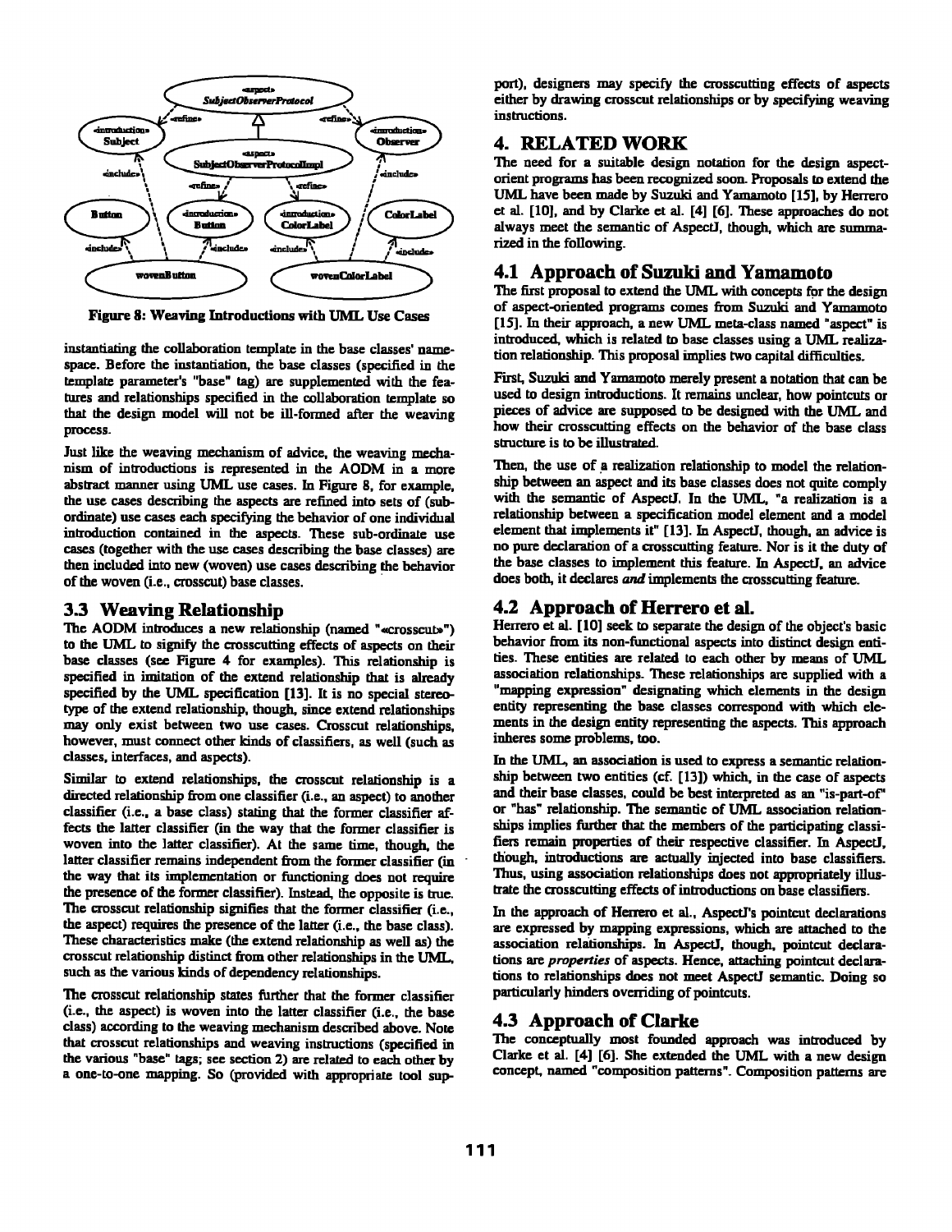Figure 8: Weaving Introductions with UML Use Cases

instantiating the collaboration template in the base classes' namespace. Before the instantiation, the base classes (specified in the template parameter's "base" tag) are supplemented with the features and relationships specified in the collaboration template so that the design model will not be ill-formed after the weaving process.

Just like the weaving mechanism of advice, the weaving mechanism of introductions is represented in the AODM in a more abstract manner using UML use cases. In Figure 8, for example, the use cases describing the aspects are refined into sets of (subordinate) use cases each specifying the behavior of one individual introduction contained in the aspects. These sub-ordinate use cases (together with the use cases describing the base classes) are then included into new (woven) use cases describing the behavior of the woven (i.e., crosscut) base classes.

## 3.3 Weaving Relationship

The AODM introduces a new relationship (named "«crosscut»") to the UML to signify the crosscutting effects of aspects on their base classes (see Figure 4 for examples). This relationship is specified in imitation of the extend relationship that is already specified by the UML specification [13]. It is no special stereotype of the extend relationship, though, since extend relationships may only exist between two use cases. Crosscut relationships, however, must connect other kinds of classifiers, as well (such as classes, interfaces, and aspects).

Similar to extend relationships, the crosscut relationship is a directed relationship from one classifier (i.e., an aspect) to another classifier (i.e., a base class) stating that the former classifier affects the latter classifier (in the way that the former classifier is woven into the latter classifier). At the same time, though, the latter classifier remains independent from the former classifier (in the way that its implementation or functioning does not require the presence of the former classifier). Instead, the opposite is true. The crosscut relationship signifies that the former classifier (i.e., the aspect) requires the presence of the latter (i.e., the base class). These characteristics make (the extend relationship as well as) the crosscut relationship distinct from other relationships in the UML, such as the various kinds of dependency relationships.

The crosscut relationship states further that the former classifier (i.e., the aspect) is woven into the latter classifier (i.e., the base class) according to the weaving mechanism described above. Note that crosscut relationships and weaving instructions (specified in the various "base" tags; see section 2) are related to each other by a one-to-one mapping. So (provided with appropriate tool support), designers may specify the crosscutting effects of aspects either by drawing crosscut relationships or by specifying weaving instructions.

# 4. RELATED WORK

The need for a suitable design notation for the design aspect-orient programs has been recognized soon. Proposals to extend the UML have been made by Suzuki and Yamamoto [15], by Herrero et al. [10], and by Clarke et al. [4] [6]. These approaches do not always meet the semantic of AspectJ, though, which are summarized in the following.

## 4.1 Approach of Suzuki and Yamamoto

The first proposal to extend the UML with concepts for the design of aspect-oriented programs comes from Suzuki and Yamamoto [15]. In their approach, a new UML meta-class named "aspect" is introduced, which is related to base classes using a UML realization relationship. This proposal implies two capital difficulties.

First, Suzuki and Yamamoto merely present a notation that can be used to design introductions. It remains unclear, how pointcuts or pieces of advice are supposed to be designed with the UML and how their crosscutting effects on the behavior of the base class structure is to be illustrated.

Then, the use of a realization relationship to model the relationship between an aspect and its base classes does not quite comply with the semantic of AspectJ. In the UML, "a realization is a relationship between a specification model element and a model element that implements it" [13]. In AspectJ, though, an advice is no pure declaration of a crosscutting feature. Nor is it the duty of the base classes to implement this feature. In AspectJ, an advice does both, it declares *and* implements the crosscutting feature.

## 4.2 Approach of Herrero et al.

Herrero et al. [10] seek to separate the design of the object's basic behavior from its non-functional aspects into distinct design entities. These entities are related to each other by means of UML association relationships. These relationships are supplied with a "mapping expression" designating which elements in the design entity representing the base classes correspond with which elements in the design entity representing the aspects. This approach inheres some problems, too.

In the UML, an association is used to express a semantic relationship between two entities (cf. [13]) which, in the case of aspects and their base classes, could be best interpreted as an "is-part-of" or "has" relationship. The semantic of UML association relationships implies further that the members of the participating classifiers remain properties of their respective classifier. In AspectJ, though, introductions are actually injected into base classifiers. Thus, using association relationships does not appropriately illustrate the crosscutting effects of introductions on base classifiers.

In the approach of Herrero et al., AspectJ's pointcut declarations are expressed by mapping expressions, which are attached to the association relationships. In AspectJ, though, pointcut declarations are *properties* of aspects. Hence, attaching pointcut declarations to relationships does not meet AspectJ semantic. Doing so particularly hinders overriding of pointcuts.

## 4.3 Approach of Clarke

The conceptually most founded approach was introduced by Clarke et al. [4] [6]. She extended the UML with a new design concept, named "composition patterns". Composition patterns are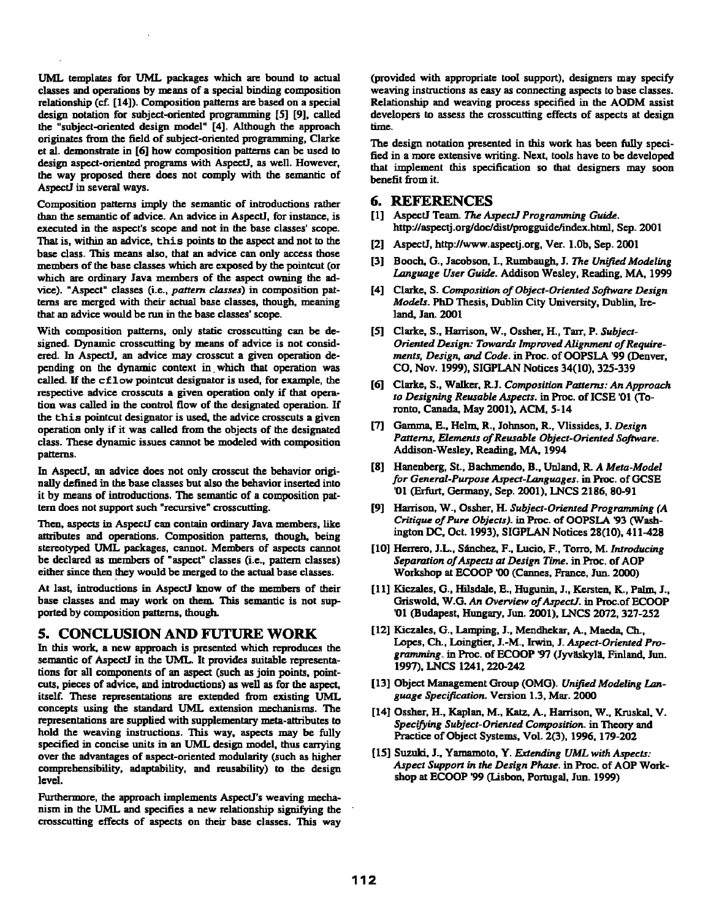UML templates for UML packages which are bound to actual classes and operations by means of a special binding composition relationship (cf. [14]). Composition patterns are based on a special design notation for subject-oriented programming [5] [9], called the "subject-oriented design model" [4]. Although the approach originates from the field of subject-oriented programming, Clarke et al. demonstrate in [6] how composition patterns can be used to design aspect-oriented programs with AspectJ, as well. However, the way proposed there does not comply with the semantic of AspectJ in several ways.

Composition patterns imply the semantic of introductions rather than the semantic of advice. An advice in AspectJ, for instance, is executed in the aspect's scope and not in the base classes' scope. That is, within an advice, `this` points to the aspect and not to the base class. This means also, that an advice can only access those members of the base classes which are exposed by the pointcut (or which are ordinary Java members of the aspect owning the advice). "Aspect" classes (i.e., *pattern classes*) in composition patterns are merged with their actual base classes, though, meaning that an advice would be run in the base classes' scope.

With composition patterns, only static crosscutting can be designed. Dynamic crosscutting by means of advice is not considered. In AspectJ, an advice may crosscut a given operation depending on the dynamic context in which that operation was called. If the `cflow` pointcut designator is used, for example, the respective advice crosscuts a given operation only if that operation was called in the control flow of the designated operation. If the `this` pointcut designator is used, the advice crosscuts a given operation only if it was called from the objects of the designated class. These dynamic issues cannot be modeled with composition patterns.

In AspectJ, an advice does not only crosscut the behavior originally defined in the base classes but also the behavior inserted into it by means of introductions. The semantic of a composition pattern does not support such "recursive" crosscutting.

Then, aspects in AspectJ can contain ordinary Java members, like attributes and operations. Composition patterns, though, being stereotyped UML packages, cannot. Members of aspects cannot be declared as members of "aspect" classes (i.e., pattern classes) either since then they would be merged to the actual base classes.

At last, introductions in AspectJ know of the members of their base classes and may work on them. This semantic is not supported by composition patterns, though.

## 5. CONCLUSION AND FUTURE WORK

In this work, a new approach is presented which reproduces the semantic of AspectJ in the UML. It provides suitable representations for all components of an aspect (such as join points, pointcuts, pieces of advice, and introductions) as well as for the aspect, itself. These representations are extended from existing UML concepts using the standard UML extension mechanisms. The representations are supplied with supplementary meta-attributes to hold the weaving instructions. This way, aspects may be fully specified in concise units in an UML design model, thus carrying over the advantages of aspect-oriented modularity (such as higher comprehensibility, adaptability, and reusability) to the design level.

Furthermore, the approach implements AspectJ's weaving mechanism in the UML and specifies a new relationship signifying the crosscutting effects of aspects on their base classes. This way (provided with appropriate tool support), designers may specify weaving instructions as easy as connecting aspects to base classes. Relationship and weaving process specified in the AODM assist developers to assess the crosscutting effects of aspects at design time.

The design notation presented in this work has been fully specified in a more extensive writing. Next, tools have to be developed that implement this specification so that designers may soon benefit from it.

## 6. REFERENCES

[1] AspectJ Team. *The AspectJ Programming Guide.* http://aspectj.org/doc/dist/progguide/index.html, Sep. 2001

[2] AspectJ, http://www.aspectj.org, Ver. 1.0b, Sep. 2001

[3] Booch, G., Jacobson, I., Rumbaugh, J. *The Unified Modeling Language User Guide.* Addison Wesley, Reading, MA, 1999

[4] Clarke, S. *Composition of Object-Oriented Software Design Models.* PhD Thesis, Dublin City University, Dublin, Ireland, Jan. 2001

[5] Clarke, S., Harrison, W., Ossher, H., Tarr, P. *Subject-Oriented Design: Towards Improved Alignment of Requirements, Design, and Code.* in Proc. of OOPSLA '99 (Denver, CO, Nov. 1999), SIGPLAN Notices 34(10), 325-339

[6] Clarke, S., Walker, R.J. *Composition Patterns: An Approach to Designing Reusable Aspects.* in Proc. of ICSE '01 (Toronto, Canada, May 2001), ACM, 5-14

[7] Gamma, E., Helm, R., Johnson, R., Vlissides, J. *Design Patterns, Elements of Reusable Object-Oriented Software.* Addison-Wesley, Reading, MA, 1994

[8] Hanenberg, St., Bachmendo, B., Unland, R. *A Meta-Model for General-Purpose Aspect-Languages.* in Proc. of GCSE '01 (Erfurt, Germany, Sep. 2001), LNCS 2186, 80-91

[9] Harrison, W., Ossher, H. *Subject-Oriented Programming (A Critique of Pure Objects).* in Proc. of OOPSLA '93 (Washington DC, Oct. 1993), SIGPLAN Notices 28(10), 411-428

[10] Herrero, J.L., Sánchez, F., Lucio, F., Torro, M. *Introducing Separation of Aspects at Design Time.* in Proc. of AOP Workshop at ECOOP '00 (Cannes, France, Jun. 2000)

[11] Kiczales, G., Hilsdale, E., Hugunin, J., Kersten, K., Palm, J., Griswold, W.G. *An Overview of AspectJ.* in Proc.of ECOOP '01 (Budapest, Hungary, Jun. 2001), LNCS 2072, 327-252

[12] Kiczales, G., Lamping, J., Mendhekar, A., Maeda, Ch., Lopes, Ch., Loingtier, J.-M., Irwin, J. *Aspect-Oriented Programming.* in Proc. of ECOOP '97 (Jyväskylä, Finland, Jun. 1997), LNCS 1241, 220-242

[13] Object Management Group (OMG). *Unified Modeling Language Specification.* Version 1.3, Mar. 2000

[14] Ossher, H., Kaplan, M., Katz, A., Harrison, W., Kruskal, V. *Specifying Subject-Oriented Composition.* in Theory and Practice of Object Systems, Vol. 2(3), 1996, 179-202

[15] Suzuki, J., Yamamoto, Y. *Extending UML with Aspects: Aspect Support in the Design Phase.* in Proc. of AOP Workshop at ECOOP '99 (Lisbon, Portugal, Jun. 1999)